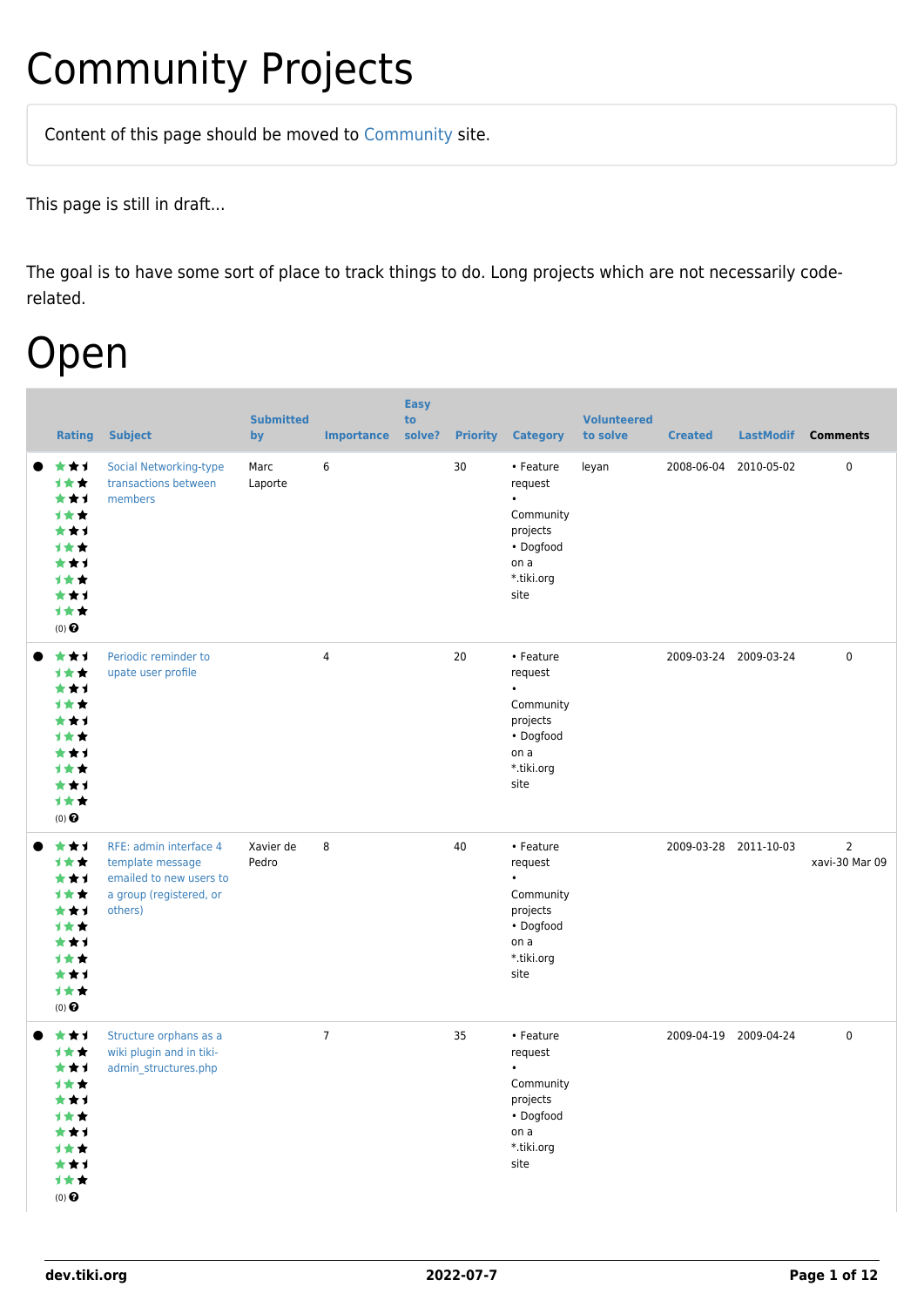# Community Projects

Content of this page should be moved to Community site.

This page is still in draft...

The goal is to have some sort of place to track things to do. Long projects which are not necessarily code-related.

# Open

| Rating | Subject | Submitted by | Importance | Easy to solve? | Priority | Category | Volunteered to solve | Created | LastModif | Comments |
|---|---|---|---|---|---|---|---|---|---|---|
| (0) | Social Networking-type transactions between members | Marc Laporte | 6 | | 30 | • Feature request • Community projects • Dogfood on a *.tiki.org site | leyan | 2008-06-04 | 2010-05-02 | 0 |
| (0) | Periodic reminder to upate user profile | | 4 | | 20 | • Feature request • Community projects • Dogfood on a *.tiki.org site | | 2009-03-24 | 2009-03-24 | 0 |
| (0) | RFE: admin interface 4 template message emailed to new users to a group (registered, or others) | Xavier de Pedro | 8 | | 40 | • Feature request • Community projects • Dogfood on a *.tiki.org site | | 2009-03-28 | 2011-10-03 | 2 xavi-30 Mar 09 |
| (0) | Structure orphans as a wiki plugin and in tiki-admin_structures.php | | 7 | | 35 | • Feature request • Community projects • Dogfood on a *.tiki.org site | | 2009-04-19 | 2009-04-24 | 0 |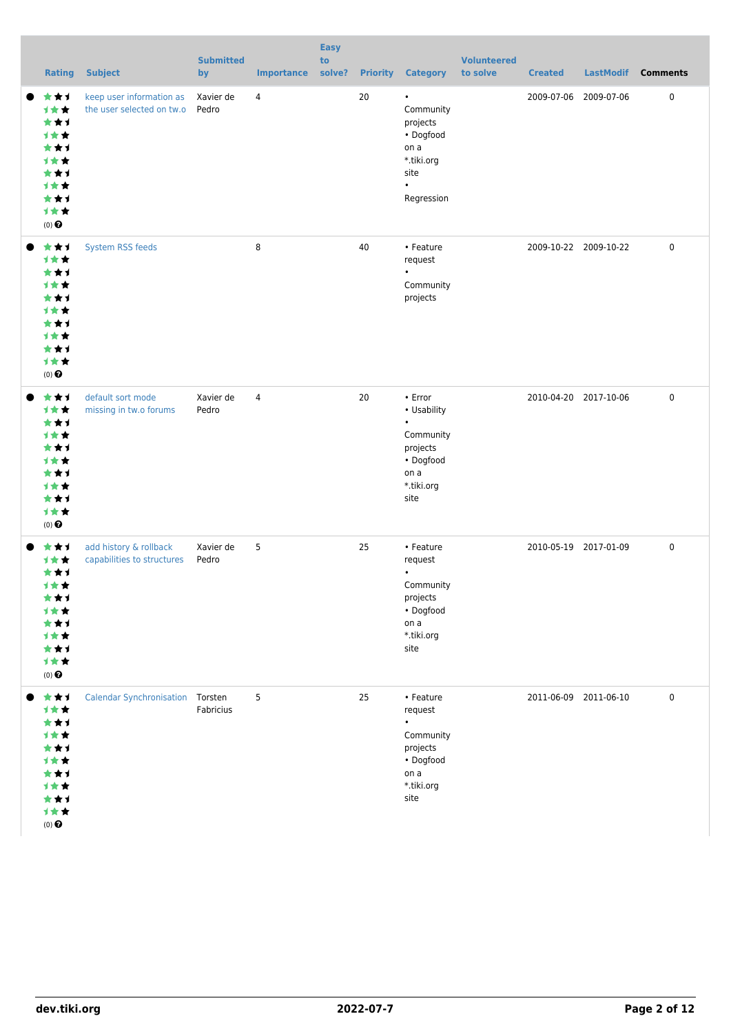| | Rating | Subject | Submitted by | Importance | Easy to solve? | Priority | Category | Volunteered to solve | Created | LastModif | Comments |
|---|---|---|---|---|---|---|---|---|---|---|---|
| ● | (0) | keep user information as the user selected on tw.o | Xavier de Pedro | 4 | | 20 | • Community projects • Dogfood on a *.tiki.org site • Regression | | 2009-07-06 | 2009-07-06 | 0 |
| ● | (0) | System RSS feeds | | 8 | | 40 | • Feature request • Community projects | | 2009-10-22 | 2009-10-22 | 0 |
| ● | (0) | default sort mode missing in tw.o forums | Xavier de Pedro | 4 | | 20 | • Error • Usability • Community projects • Dogfood on a *.tiki.org site | | 2010-04-20 | 2017-10-06 | 0 |
| ● | (0) | add history & rollback capabilities to structures | Xavier de Pedro | 5 | | 25 | • Feature request • Community projects • Dogfood on a *.tiki.org site | | 2010-05-19 | 2017-01-09 | 0 |
| ● | (0) | Calendar Synchronisation | Torsten Fabricius | 5 | | 25 | • Feature request • Community projects • Dogfood on a *.tiki.org site | | 2011-06-09 | 2011-06-10 | 0 |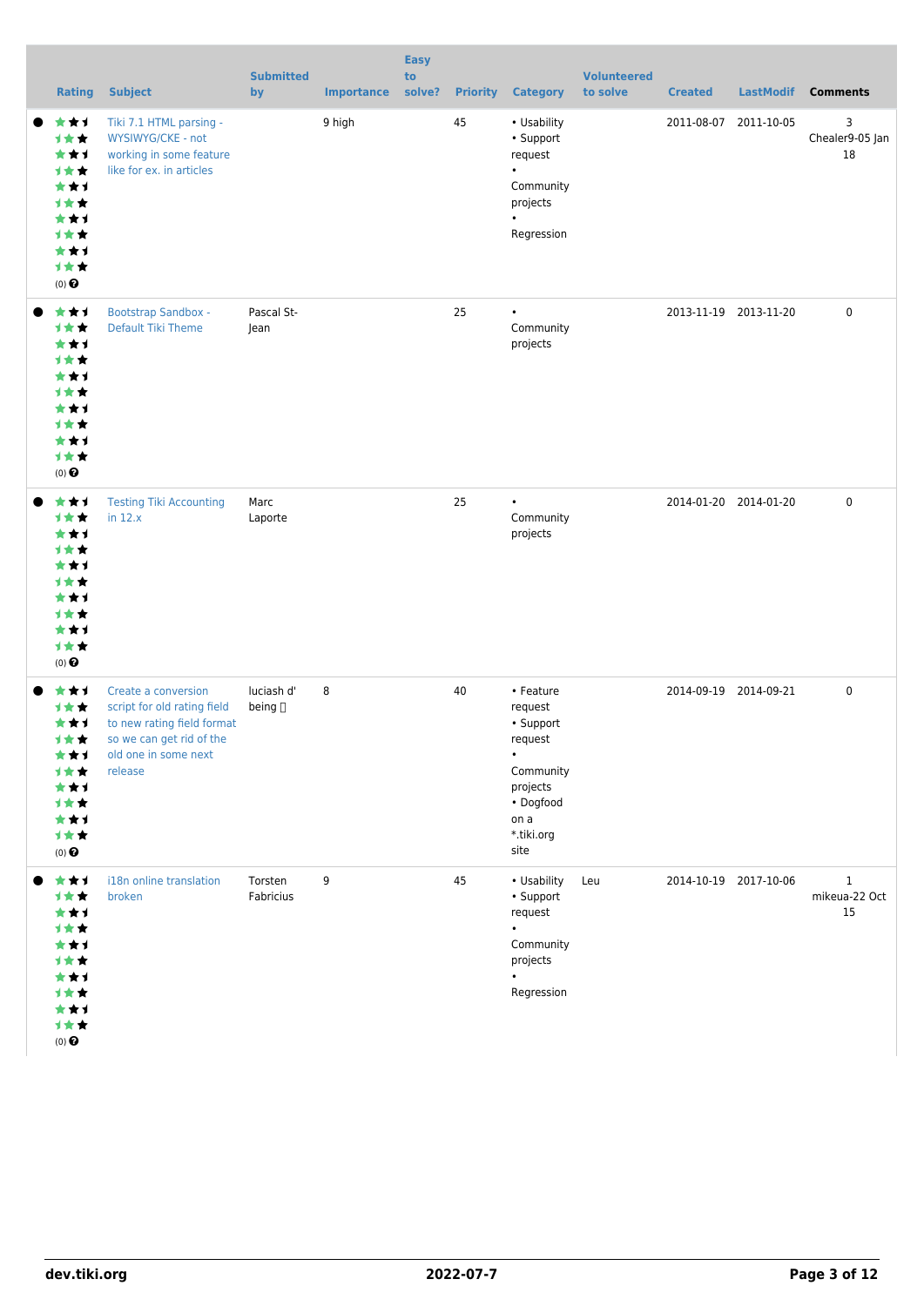| Rating | Subject | Submitted by | Importance | Easy to solve? | Priority | Category | Volunteered to solve | Created | LastModif | Comments |
|---|---|---|---|---|---|---|---|---|---|---|
| (0) | Tiki 7.1 HTML parsing - WYSIWYG/CKE - not working in some feature like for ex. in articles | | 9 high | | 45 | • Usability • Support request • Community projects • Regression | | 2011-08-07 | 2011-10-05 | 3 Chealer9-05 Jan 18 |
| (0) | Bootstrap Sandbox - Default Tiki Theme | Pascal St-Jean | | | 25 | • Community projects | | 2013-11-19 | 2013-11-20 | 0 |
| (0) | Testing Tiki Accounting in 12.x | Marc Laporte | | | 25 | • Community projects | | 2014-01-20 | 2014-01-20 | 0 |
| (0) | Create a conversion script for old rating field to new rating field format so we can get rid of the old one in some next release | luciash d' being | 8 | | 40 | • Feature request • Support request • Community projects • Dogfood on a *.tiki.org site | | 2014-09-19 | 2014-09-21 | 0 |
| (0) | i18n online translation broken | Torsten Fabricius | 9 | | 45 | • Usability • Support request • Community projects • Regression | Leu | 2014-10-19 | 2017-10-06 | 1 mikeua-22 Oct 15 |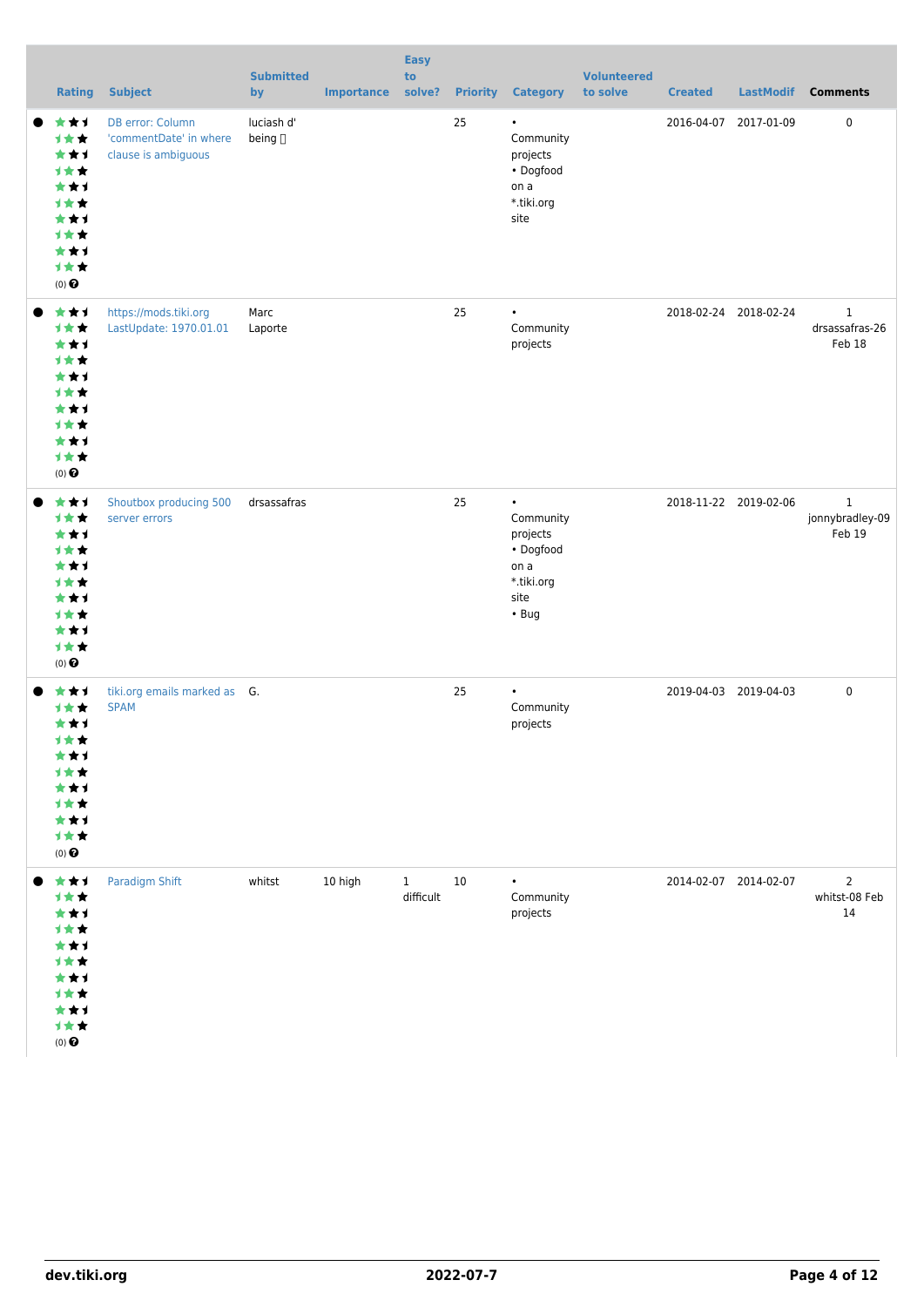|  | Rating | Subject | Submitted by | Importance | Easy to solve? | Priority | Category | Volunteered to solve | Created | LastModif | Comments |
|---|---|---|---|---|---|---|---|---|---|---|---|
| ● | (0) | DB error: Column 'commentDate' in where clause is ambiguous | luciash d' being | | | 25 | • Community projects • Dogfood on a *.tiki.org site | | 2016-04-07 | 2017-01-09 | 0 |
| ● | (0) | https://mods.tiki.org LastUpdate: 1970.01.01 | Marc Laporte | | | 25 | • Community projects | | 2018-02-24 | 2018-02-24 | 1 drsassafras-26 Feb 18 |
| ● | (0) | Shoutbox producing 500 server errors | drsassafras | | | 25 | • Community projects • Dogfood on a *.tiki.org site • Bug | | 2018-11-22 | 2019-02-06 | 1 jonnybradley-09 Feb 19 |
| ● | (0) | tiki.org emails marked as SPAM | G. | | | 25 | • Community projects | | 2019-04-03 | 2019-04-03 | 0 |
| ● | (0) | Paradigm Shift | whitst | 10 high | 1 difficult | 10 | • Community projects | | 2014-02-07 | 2014-02-07 | 2 whitst-08 Feb 14 |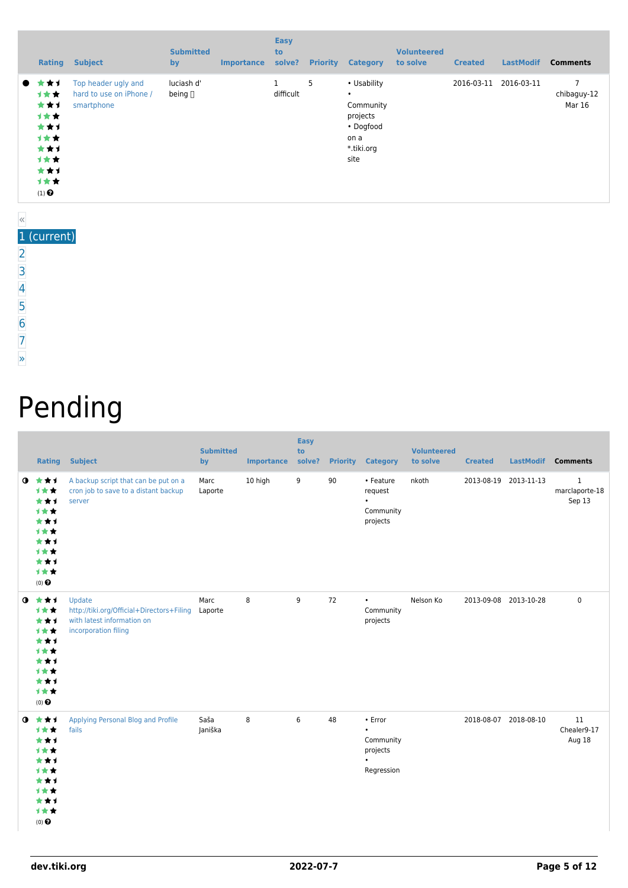| | Rating | Subject | Submitted by | Importance | Easy to solve? | Priority | Category | Volunteered to solve | Created | LastModif | Comments |
|---|---|---|---|---|---|---|---|---|---|---|---|
| ● | (1) | Top header ugly and hard to use on iPhone / smartphone | luciash d' being | | 1 difficult | 5 | • Usability • Community projects • Dogfood on a *.tiki.org site | | 2016-03-11 | 2016-03-11 | 7 chibaguy-12 Mar 16 |

«
1 (current)
2
3
4
5
6
7
»

# Pending

| | Rating | Subject | Submitted by | Importance | Easy to solve? | Priority | Category | Volunteered to solve | Created | LastModif | Comments |
|---|---|---|---|---|---|---|---|---|---|---|---|
| ◑ | (0) | A backup script that can be put on a cron job to save to a distant backup server | Marc Laporte | 10 high | 9 | 90 | • Feature request • Community projects | nkoth | 2013-08-19 | 2013-11-13 | 1 marclaporte-18 Sep 13 |
| ◑ | (0) | Update http://tiki.org/Official+Directors+Filing with latest information on incorporation filing | Marc Laporte | 8 | 9 | 72 | • Community projects | Nelson Ko | 2013-09-08 | 2013-10-28 | 0 |
| ◑ | (0) | Applying Personal Blog and Profile fails | Saša Janiška | 8 | 6 | 48 | • Error • Community projects • Regression | | 2018-08-07 | 2018-08-10 | 11 Chealer9-17 Aug 18 |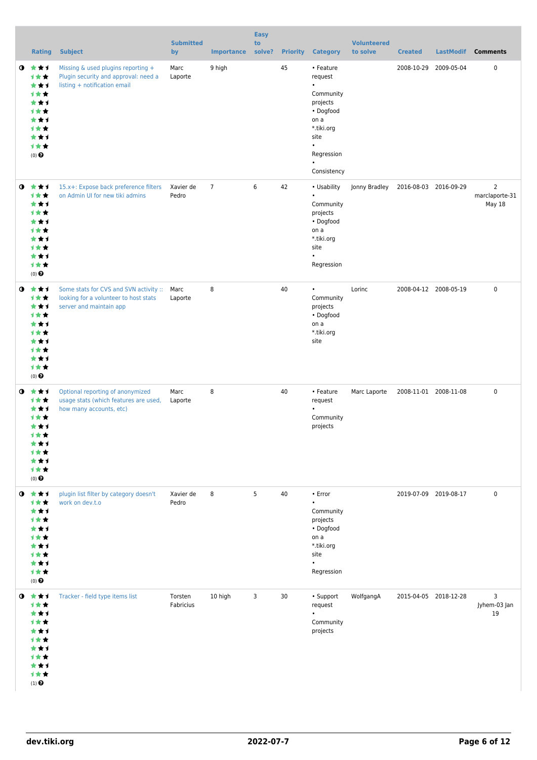| | Rating | Subject | Submitted by | Importance | Easy to solve? | Priority | Category | Volunteered to solve | Created | LastModif | Comments |
|---|---|---|---|---|---|---|---|---|---|---|---|
| | (0) | Missing & used plugins reporting + Plugin security and approval: need a listing + notification email | Marc Laporte | 9 high | | 45 | • Feature request • Community projects • Dogfood on a *.tiki.org site • Regression • Consistency | | 2008-10-29 | 2009-05-04 | 0 |
| | (0) | 15.x+: Expose back preference filters on Admin UI for new tiki admins | Xavier de Pedro | 7 | 6 | 42 | • Usability • Community projects • Dogfood on a *.tiki.org site • Regression | Jonny Bradley | 2016-08-03 | 2016-09-29 | 2 marclaporte-31 May 18 |
| | (0) | Some stats for CVS and SVN activity :: looking for a volunteer to host stats server and maintain app | Marc Laporte | 8 | | 40 | • Community projects • Dogfood on a *.tiki.org site | Lorinc | 2008-04-12 | 2008-05-19 | 0 |
| | (0) | Optional reporting of anonymized usage stats (which features are used, how many accounts, etc) | Marc Laporte | 8 | | 40 | • Feature request • Community projects | Marc Laporte | 2008-11-01 | 2008-11-08 | 0 |
| | (0) | plugin list filter by category doesn't work on dev.t.o | Xavier de Pedro | 8 | 5 | 40 | • Error • Community projects • Dogfood on a *.tiki.org site • Regression | | 2019-07-09 | 2019-08-17 | 0 |
| | (1) | Tracker - field type items list | Torsten Fabricius | 10 high | 3 | 30 | • Support request • Community projects | WolfgangA | 2015-04-05 | 2018-12-28 | 3 Jyhem-03 Jan 19 |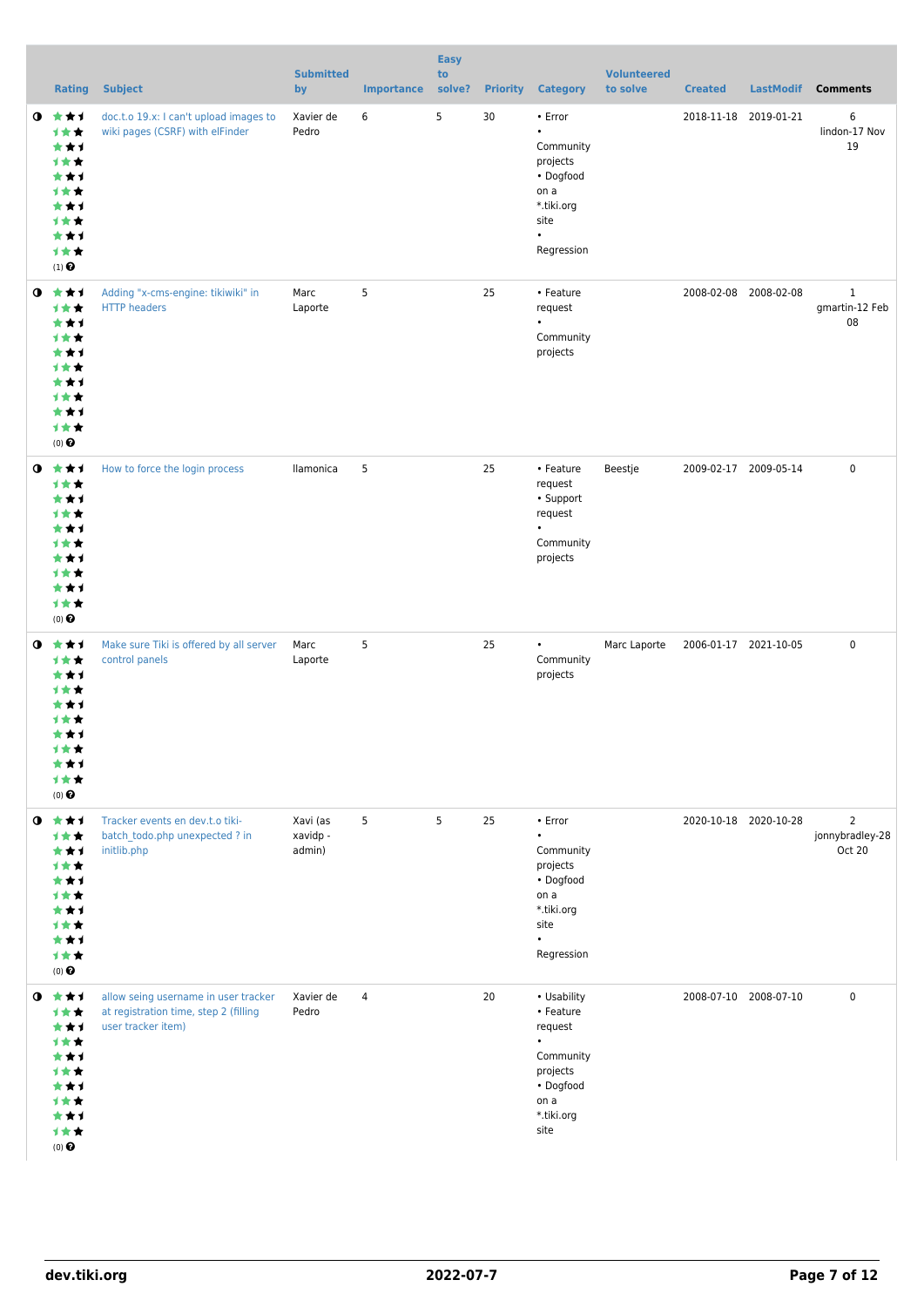| | Rating | Subject | Submitted by | Importance | Easy to solve? | Priority | Category | Volunteered to solve | Created | LastModif | Comments |
|---|---|---|---|---|---|---|---|---|---|---|---|
| ◑ | (1) | doc.t.o 19.x: I can't upload images to wiki pages (CSRF) with elFinder | Xavier de Pedro | 6 | 5 | 30 | • Error • Community projects • Dogfood on a *.tiki.org site • Regression | | 2018-11-18 | 2019-01-21 | 6 lindon-17 Nov 19 |
| ◑ | (0) | Adding "x-cms-engine: tikiwiki" in HTTP headers | Marc Laporte | 5 | | 25 | • Feature request • Community projects | | 2008-02-08 | 2008-02-08 | 1 gmartin-12 Feb 08 |
| ◑ | (0) | How to force the login process | llamonica | 5 | | 25 | • Feature request • Support request • Community projects | Beestje | 2009-02-17 | 2009-05-14 | 0 |
| ◑ | (0) | Make sure Tiki is offered by all server control panels | Marc Laporte | 5 | | 25 | • Community projects | Marc Laporte | 2006-01-17 | 2021-10-05 | 0 |
| ◑ | (0) | Tracker events en dev.t.o tiki-batch_todo.php unexpected ? in initlib.php | Xavi (as xavidp - admin) | 5 | 5 | 25 | • Error • Community projects • Dogfood on a *.tiki.org site • Regression | | 2020-10-18 | 2020-10-28 | 2 jonnybradley-28 Oct 20 |
| ◑ | (0) | allow seing username in user tracker at registration time, step 2 (filling user tracker item) | Xavier de Pedro | 4 | | 20 | • Usability • Feature request • Community projects • Dogfood on a *.tiki.org site | | 2008-07-10 | 2008-07-10 | 0 |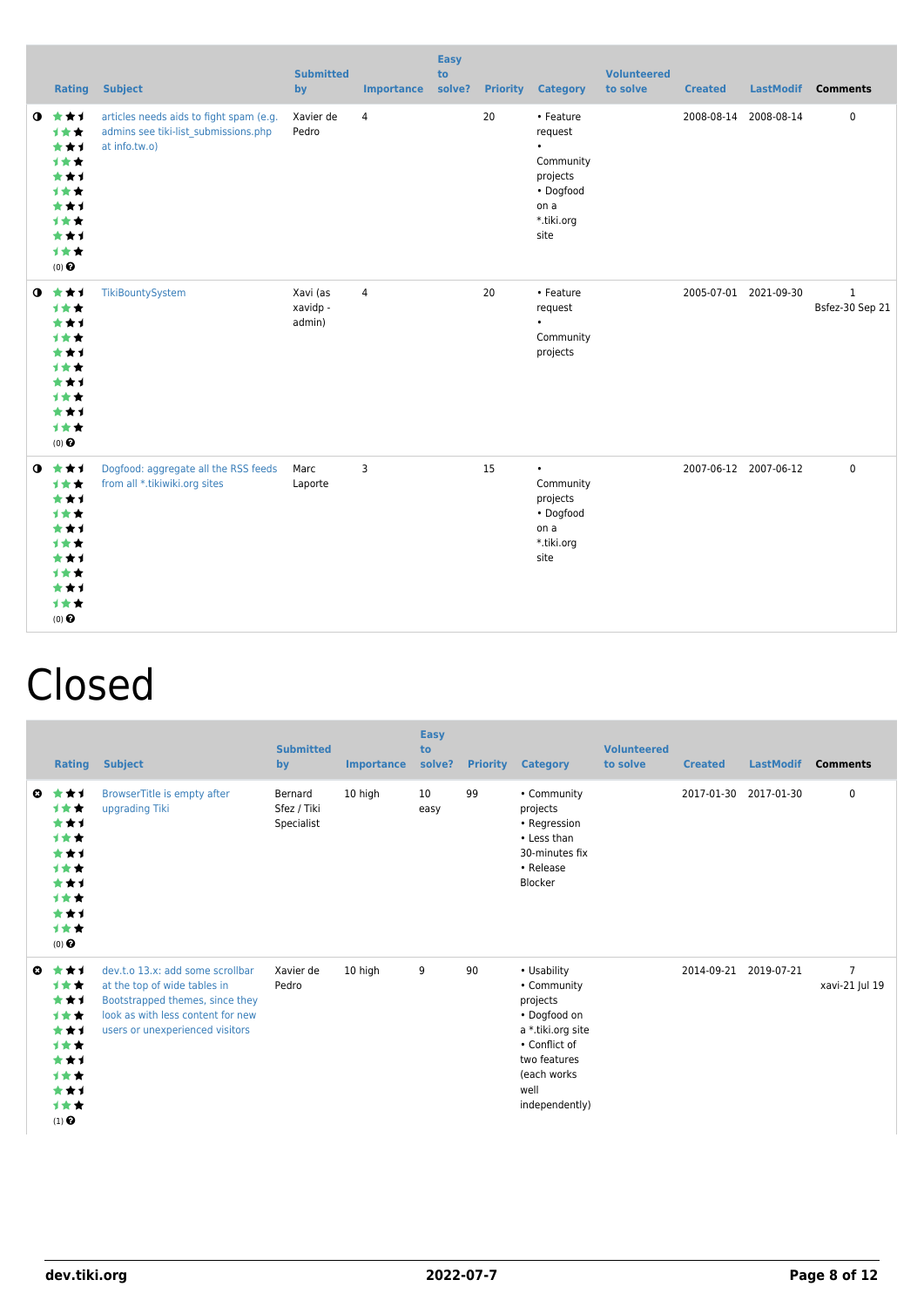| | Rating | Subject | Submitted by | Importance | Easy to solve? | Priority | Category | Volunteered to solve | Created | LastModif | Comments |
|---|---|---|---|---|---|---|---|---|---|---|---|
| ◑ | (0) | articles needs aids to fight spam (e.g. admins see tiki-list_submissions.php at info.tw.o) | Xavier de Pedro | 4 | | 20 | • Feature request • Community projects • Dogfood on a *.tiki.org site | | 2008-08-14 | 2008-08-14 | 0 |
| ◑ | (0) | TikiBountySystem | Xavi (as xavidp - admin) | 4 | | 20 | • Feature request • Community projects | | 2005-07-01 | 2021-09-30 | 1 Bsfez-30 Sep 21 |
| ◑ | (0) | Dogfood: aggregate all the RSS feeds from all *.tikiwiki.org sites | Marc Laporte | 3 | | 15 | • Community projects • Dogfood on a *.tiki.org site | | 2007-06-12 | 2007-06-12 | 0 |

# Closed

| | Rating | Subject | Submitted by | Importance | Easy to solve? | Priority | Category | Volunteered to solve | Created | LastModif | Comments |
|---|---|---|---|---|---|---|---|---|---|---|---|
| ✖ | (0) | BrowserTitle is empty after upgrading Tiki | Bernard Sfez / Tiki Specialist | 10 high | 10 easy | 99 | • Community projects • Regression • Less than 30-minutes fix • Release Blocker | | 2017-01-30 | 2017-01-30 | 0 |
| ✖ | (1) | dev.t.o 13.x: add some scrollbar at the top of wide tables in Bootstrapped themes, since they look as with less content for new users or unexperienced visitors | Xavier de Pedro | 10 high | 9 | 90 | • Usability • Community projects • Dogfood on a *.tiki.org site • Conflict of two features (each works well independently) | | 2014-09-21 | 2019-07-21 | 7 xavi-21 Jul 19 |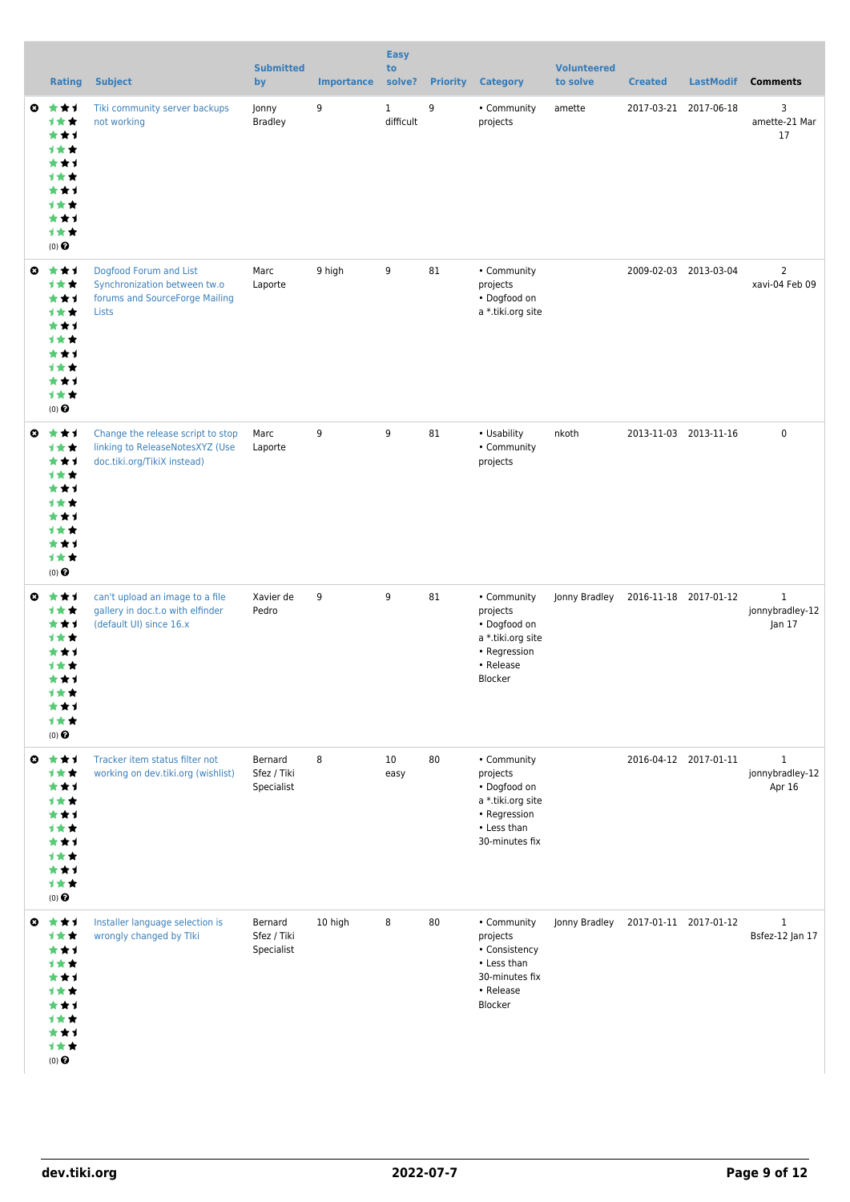| | Rating | Subject | Submitted by | Importance | Easy to solve? | Priority | Category | Volunteered to solve | Created | LastModif | Comments |
|---|---|---|---|---|---|---|---|---|---|---|---|
| | (0) | Tiki community server backups not working | Jonny Bradley | 9 | 1 difficult | 9 | • Community projects | amette | 2017-03-21 | 2017-06-18 | 3 amette-21 Mar 17 |
| | (0) | Dogfood Forum and List Synchronization between tw.o forums and SourceForge Mailing Lists | Marc Laporte | 9 high | 9 | 81 | • Community projects • Dogfood on a *.tiki.org site | | 2009-02-03 | 2013-03-04 | 2 xavi-04 Feb 09 |
| | (0) | Change the release script to stop linking to ReleaseNotesXYZ (Use doc.tiki.org/TikiX instead) | Marc Laporte | 9 | 9 | 81 | • Usability • Community projects | nkoth | 2013-11-03 | 2013-11-16 | 0 |
| | (0) | can't upload an image to a file gallery in doc.t.o with elfinder (default UI) since 16.x | Xavier de Pedro | 9 | 9 | 81 | • Community projects • Dogfood on a *.tiki.org site • Regression • Release Blocker | Jonny Bradley | 2016-11-18 | 2017-01-12 | 1 jonnybradley-12 Jan 17 |
| | (0) | Tracker item status filter not working on dev.tiki.org (wishlist) | Bernard Sfez / Tiki Specialist | 8 | 10 easy | 80 | • Community projects • Dogfood on a *.tiki.org site • Regression • Less than 30-minutes fix | | 2016-04-12 | 2017-01-11 | 1 jonnybradley-12 Apr 16 |
| | (0) | Installer language selection is wrongly changed by TIki | Bernard Sfez / Tiki Specialist | 10 high | 8 | 80 | • Community projects • Consistency • Less than 30-minutes fix • Release Blocker | Jonny Bradley | 2017-01-11 | 2017-01-12 | 1 Bsfez-12 Jan 17 |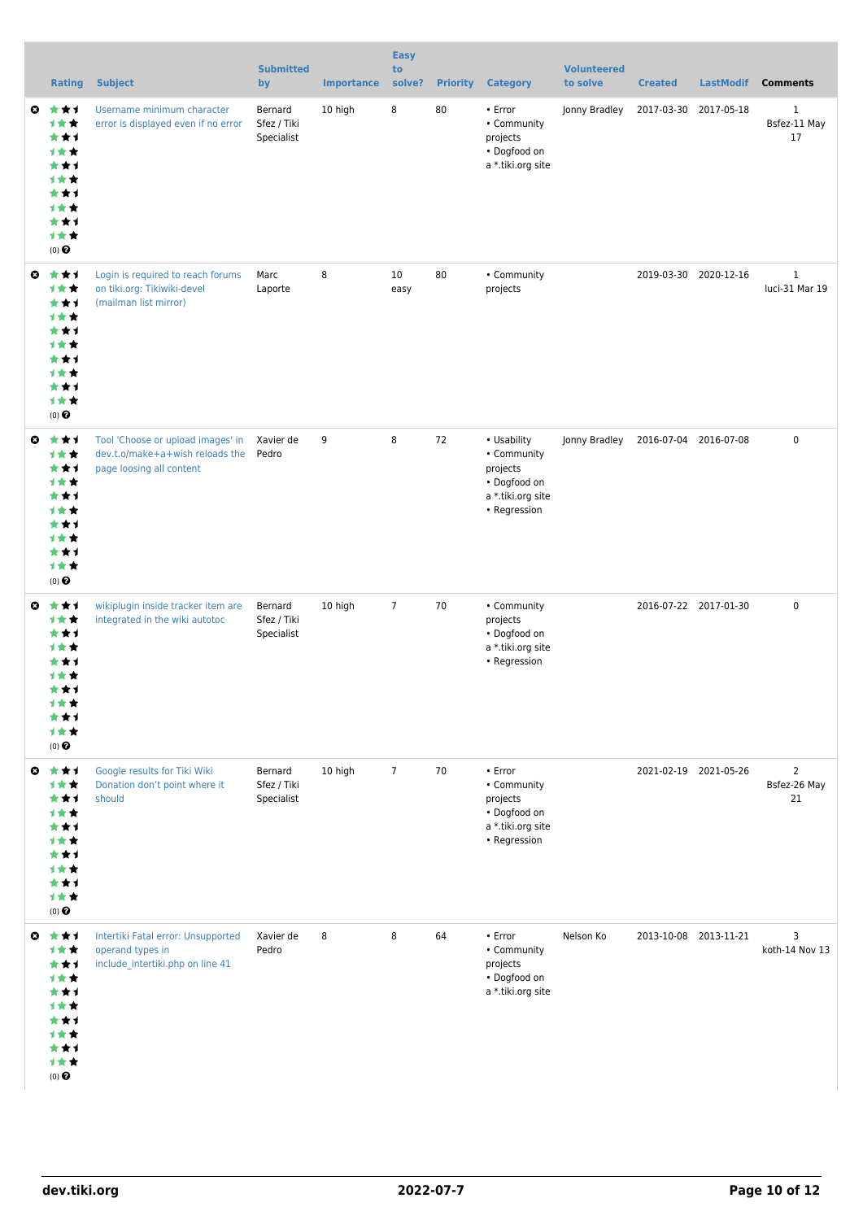| | Rating | Subject | Submitted by | Importance | Easy to solve? | Priority | Category | Volunteered to solve | Created | LastModif | Comments |
|---|---|---|---|---|---|---|---|---|---|---|---|
| | (0) | Username minimum character error is displayed even if no error | Bernard Sfez / Tiki Specialist | 10 high | 8 | 80 | • Error • Community projects • Dogfood on a *.tiki.org site | Jonny Bradley | 2017-03-30 | 2017-05-18 | 1 Bsfez-11 May 17 |
| | (0) | Login is required to reach forums on tiki.org: Tikiwiki-devel (mailman list mirror) | Marc Laporte | 8 | 10 easy | 80 | • Community projects | | 2019-03-30 | 2020-12-16 | 1 luci-31 Mar 19 |
| | (0) | Tool 'Choose or upload images' in dev.t.o/make+a+wish reloads the page loosing all content | Xavier de Pedro | 9 | 8 | 72 | • Usability • Community projects • Dogfood on a *.tiki.org site • Regression | Jonny Bradley | 2016-07-04 | 2016-07-08 | 0 |
| | (0) | wikiplugin inside tracker item are integrated in the wiki autotoc | Bernard Sfez / Tiki Specialist | 10 high | 7 | 70 | • Community projects • Dogfood on a *.tiki.org site • Regression | | 2016-07-22 | 2017-01-30 | 0 |
| | (0) | Google results for Tiki Wiki Donation don't point where it should | Bernard Sfez / Tiki Specialist | 10 high | 7 | 70 | • Error • Community projects • Dogfood on a *.tiki.org site • Regression | | 2021-02-19 | 2021-05-26 | 2 Bsfez-26 May 21 |
| | (0) | Intertiki Fatal error: Unsupported operand types in include_intertiki.php on line 41 | Xavier de Pedro | 8 | 8 | 64 | • Error • Community projects • Dogfood on a *.tiki.org site | Nelson Ko | 2013-10-08 | 2013-11-21 | 3 koth-14 Nov 13 |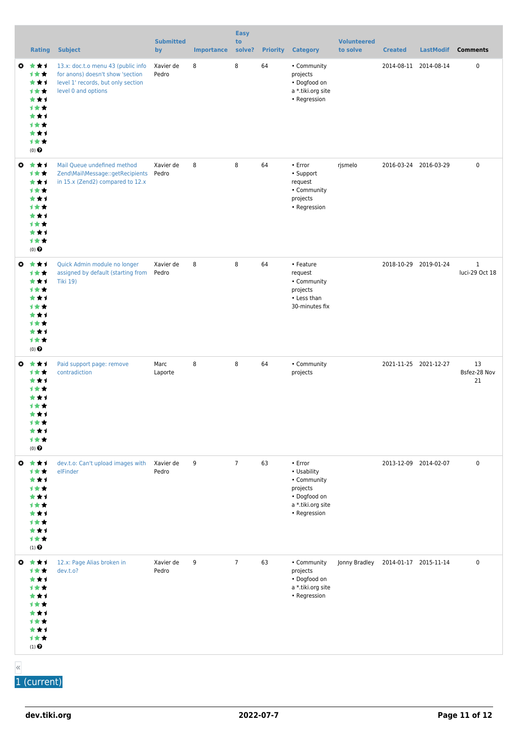| | Rating | Subject | Submitted by | Importance | Easy to solve? | Priority | Category | Volunteered to solve | Created | LastModif | Comments |
|---|---|---|---|---|---|---|---|---|---|---|---|
| | (0) | 13.x: doc.t.o menu 43 (public info for anons) doesn't show 'section level 1' records, but only section level 0 and options | Xavier de Pedro | 8 | 8 | 64 | • Community projects • Dogfood on a *.tiki.org site • Regression | | 2014-08-11 | 2014-08-14 | 0 |
| | (0) | Mail Queue undefined method Zend\Mail\Message::getRecipients in 15.x (Zend2) compared to 12.x | Xavier de Pedro | 8 | 8 | 64 | • Error • Support request • Community projects • Regression | rjsmelo | 2016-03-24 | 2016-03-29 | 0 |
| | (0) | Quick Admin module no longer assigned by default (starting from Tiki 19) | Xavier de Pedro | 8 | 8 | 64 | • Feature request • Community projects • Less than 30-minutes fix | | 2018-10-29 | 2019-01-24 | 1 luci-29 Oct 18 |
| | (0) | Paid support page: remove contradiction | Marc Laporte | 8 | 8 | 64 | • Community projects | | 2021-11-25 | 2021-12-27 | 13 Bsfez-28 Nov 21 |
| | (1) | dev.t.o: Can't upload images with elFinder | Xavier de Pedro | 9 | 7 | 63 | • Error • Usability • Community projects • Dogfood on a *.tiki.org site • Regression | | 2013-12-09 | 2014-02-07 | 0 |
| | (1) | 12.x: Page Alias broken in dev.t.o? | Xavier de Pedro | 9 | 7 | 63 | • Community projects • Dogfood on a *.tiki.org site • Regression | Jonny Bradley | 2014-01-17 | 2015-11-14 | 0 |

«

1 (current)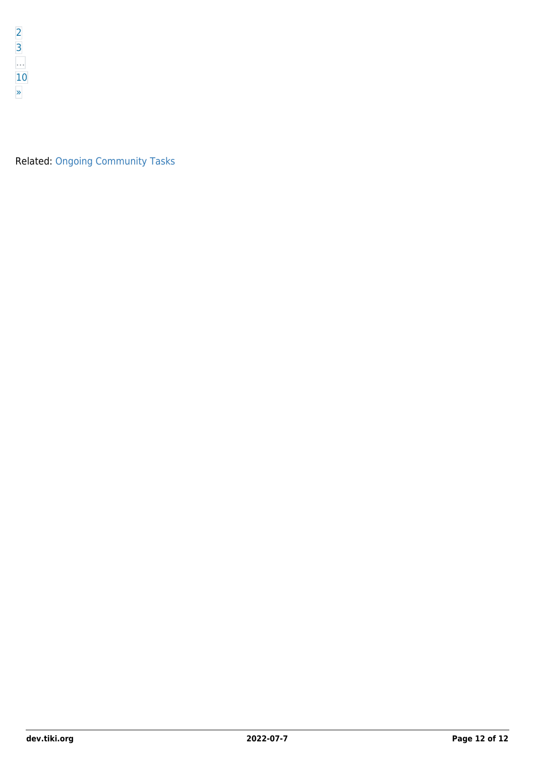2
3
…
10
»

Related: Ongoing Community Tasks